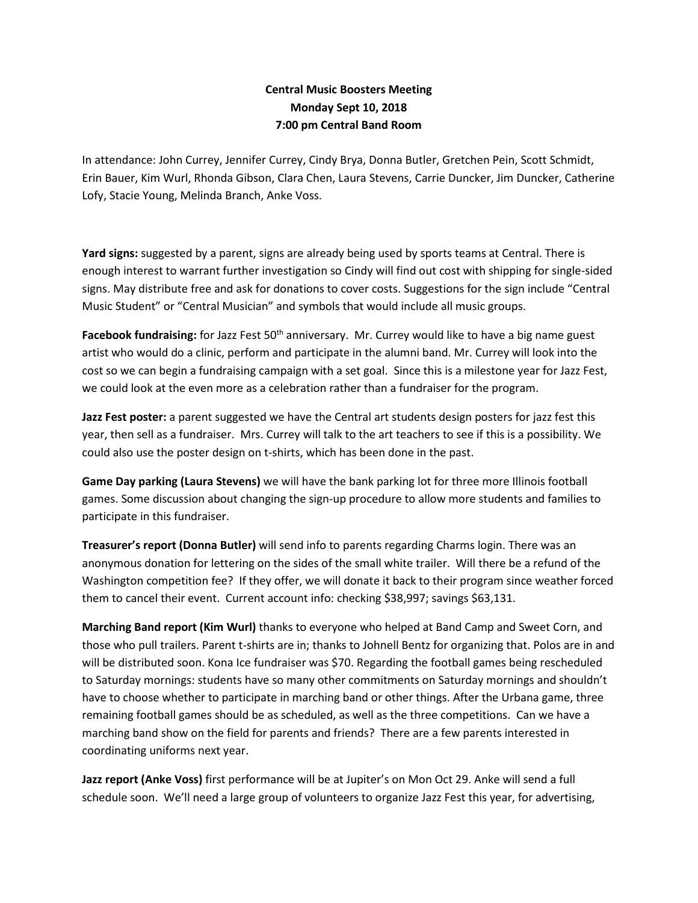**Central Music Boosters Meeting**
**Monday Sept 10, 2018**
**7:00 pm Central Band Room**

In attendance: John Currey, Jennifer Currey, Cindy Brya, Donna Butler, Gretchen Pein, Scott Schmidt, Erin Bauer, Kim Wurl, Rhonda Gibson, Clara Chen, Laura Stevens, Carrie Duncker, Jim Duncker, Catherine Lofy, Stacie Young, Melinda Branch, Anke Voss.

**Yard signs:** suggested by a parent, signs are already being used by sports teams at Central. There is enough interest to warrant further investigation so Cindy will find out cost with shipping for single-sided signs. May distribute free and ask for donations to cover costs. Suggestions for the sign include "Central Music Student" or "Central Musician" and symbols that would include all music groups.

**Facebook fundraising:** for Jazz Fest 50th anniversary. Mr. Currey would like to have a big name guest artist who would do a clinic, perform and participate in the alumni band. Mr. Currey will look into the cost so we can begin a fundraising campaign with a set goal. Since this is a milestone year for Jazz Fest, we could look at the even more as a celebration rather than a fundraiser for the program.

**Jazz Fest poster:** a parent suggested we have the Central art students design posters for jazz fest this year, then sell as a fundraiser. Mrs. Currey will talk to the art teachers to see if this is a possibility. We could also use the poster design on t-shirts, which has been done in the past.

**Game Day parking (Laura Stevens)** we will have the bank parking lot for three more Illinois football games. Some discussion about changing the sign-up procedure to allow more students and families to participate in this fundraiser.

**Treasurer's report (Donna Butler)** will send info to parents regarding Charms login. There was an anonymous donation for lettering on the sides of the small white trailer. Will there be a refund of the Washington competition fee? If they offer, we will donate it back to their program since weather forced them to cancel their event. Current account info: checking $38,997; savings $63,131.

**Marching Band report (Kim Wurl)** thanks to everyone who helped at Band Camp and Sweet Corn, and those who pull trailers. Parent t-shirts are in; thanks to Johnell Bentz for organizing that. Polos are in and will be distributed soon. Kona Ice fundraiser was $70. Regarding the football games being rescheduled to Saturday mornings: students have so many other commitments on Saturday mornings and shouldn't have to choose whether to participate in marching band or other things. After the Urbana game, three remaining football games should be as scheduled, as well as the three competitions. Can we have a marching band show on the field for parents and friends? There are a few parents interested in coordinating uniforms next year.

**Jazz report (Anke Voss)** first performance will be at Jupiter's on Mon Oct 29. Anke will send a full schedule soon. We'll need a large group of volunteers to organize Jazz Fest this year, for advertising,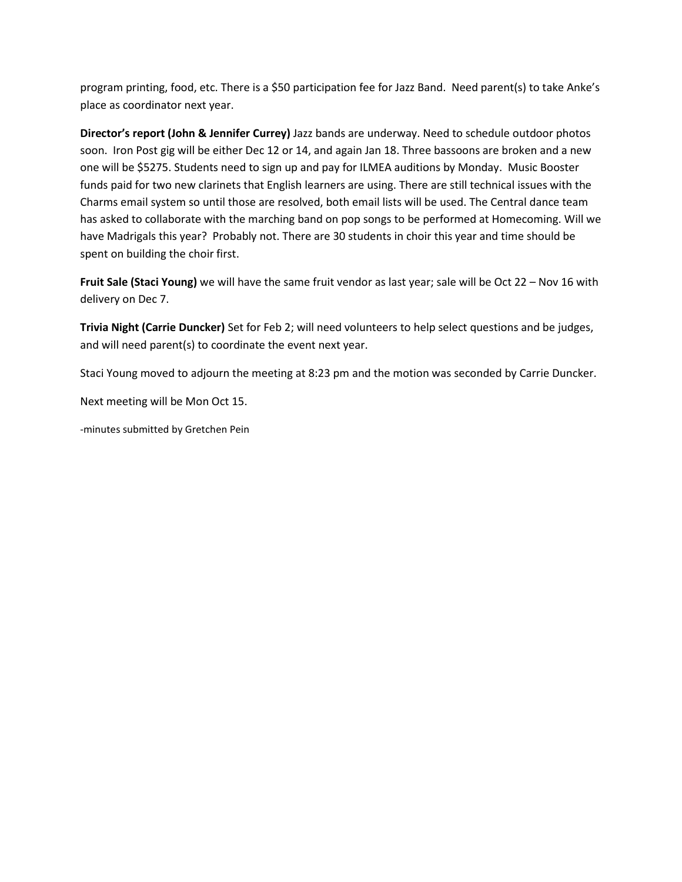program printing, food, etc. There is a $50 participation fee for Jazz Band. Need parent(s) to take Anke's place as coordinator next year.

**Director's report (John & Jennifer Currey)** Jazz bands are underway. Need to schedule outdoor photos soon. Iron Post gig will be either Dec 12 or 14, and again Jan 18. Three bassoons are broken and a new one will be $5275. Students need to sign up and pay for ILMEA auditions by Monday. Music Booster funds paid for two new clarinets that English learners are using. There are still technical issues with the Charms email system so until those are resolved, both email lists will be used. The Central dance team has asked to collaborate with the marching band on pop songs to be performed at Homecoming. Will we have Madrigals this year? Probably not. There are 30 students in choir this year and time should be spent on building the choir first.

**Fruit Sale (Staci Young)** we will have the same fruit vendor as last year; sale will be Oct 22 – Nov 16 with delivery on Dec 7.

**Trivia Night (Carrie Duncker)** Set for Feb 2; will need volunteers to help select questions and be judges, and will need parent(s) to coordinate the event next year.

Staci Young moved to adjourn the meeting at 8:23 pm and the motion was seconded by Carrie Duncker.

Next meeting will be Mon Oct 15.

-minutes submitted by Gretchen Pein